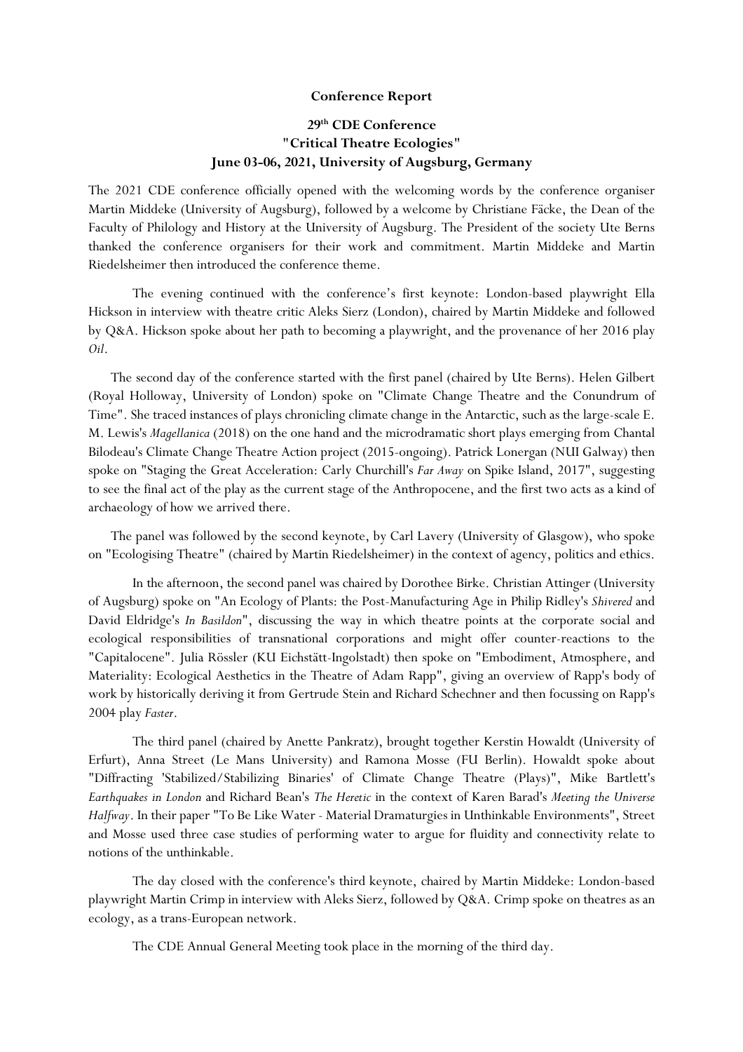**Conference Report**

**29th CDE Conference**
**"Critical Theatre Ecologies"**
**June 03-06, 2021, University of Augsburg, Germany**

The 2021 CDE conference officially opened with the welcoming words by the conference organiser Martin Middeke (University of Augsburg), followed by a welcome by Christiane Fäcke, the Dean of the Faculty of Philology and History at the University of Augsburg. The President of the society Ute Berns thanked the conference organisers for their work and commitment. Martin Middeke and Martin Riedelsheimer then introduced the conference theme.

The evening continued with the conference's first keynote: London-based playwright Ella Hickson in interview with theatre critic Aleks Sierz (London), chaired by Martin Middeke and followed by Q&A. Hickson spoke about her path to becoming a playwright, and the provenance of her 2016 play *Oil*.

The second day of the conference started with the first panel (chaired by Ute Berns). Helen Gilbert (Royal Holloway, University of London) spoke on "Climate Change Theatre and the Conundrum of Time". She traced instances of plays chronicling climate change in the Antarctic, such as the large-scale E. M. Lewis's *Magellanica* (2018) on the one hand and the microdramatic short plays emerging from Chantal Bilodeau's Climate Change Theatre Action project (2015-ongoing). Patrick Lonergan (NUI Galway) then spoke on "Staging the Great Acceleration: Carly Churchill's *Far Away* on Spike Island, 2017", suggesting to see the final act of the play as the current stage of the Anthropocene, and the first two acts as a kind of archaeology of how we arrived there.

The panel was followed by the second keynote, by Carl Lavery (University of Glasgow), who spoke on "Ecologising Theatre" (chaired by Martin Riedelsheimer) in the context of agency, politics and ethics.

In the afternoon, the second panel was chaired by Dorothee Birke. Christian Attinger (University of Augsburg) spoke on "An Ecology of Plants: the Post-Manufacturing Age in Philip Ridley's *Shivered* and David Eldridge's *In Basildon*", discussing the way in which theatre points at the corporate social and ecological responsibilities of transnational corporations and might offer counter-reactions to the "Capitalocene". Julia Rössler (KU Eichstätt-Ingolstadt) then spoke on "Embodiment, Atmosphere, and Materiality: Ecological Aesthetics in the Theatre of Adam Rapp", giving an overview of Rapp's body of work by historically deriving it from Gertrude Stein and Richard Schechner and then focussing on Rapp's 2004 play *Faster*.

The third panel (chaired by Anette Pankratz), brought together Kerstin Howaldt (University of Erfurt), Anna Street (Le Mans University) and Ramona Mosse (FU Berlin). Howaldt spoke about "Diffracting 'Stabilized/Stabilizing Binaries' of Climate Change Theatre (Plays)", Mike Bartlett's *Earthquakes in London* and Richard Bean's *The Heretic* in the context of Karen Barad's *Meeting the Universe Halfway*. In their paper "To Be Like Water - Material Dramaturgies in Unthinkable Environments", Street and Mosse used three case studies of performing water to argue for fluidity and connectivity relate to notions of the unthinkable.

The day closed with the conference's third keynote, chaired by Martin Middeke: London-based playwright Martin Crimp in interview with Aleks Sierz, followed by Q&A. Crimp spoke on theatres as an ecology, as a trans-European network.

The CDE Annual General Meeting took place in the morning of the third day.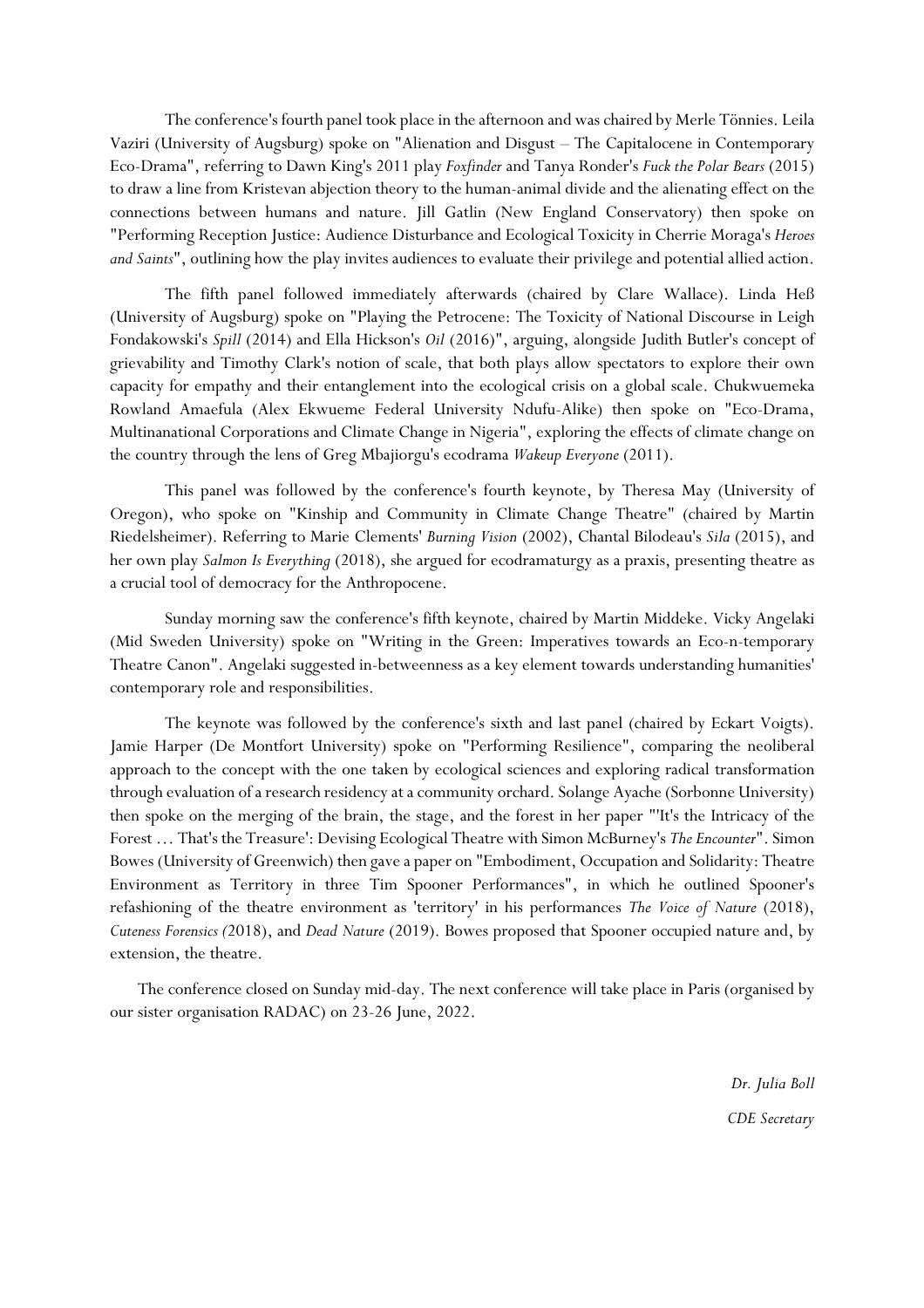The conference's fourth panel took place in the afternoon and was chaired by Merle Tönnies. Leila Vaziri (University of Augsburg) spoke on "Alienation and Disgust – The Capitalocene in Contemporary Eco-Drama", referring to Dawn King's 2011 play *Foxfinder* and Tanya Ronder's *Fuck the Polar Bears* (2015) to draw a line from Kristevan abjection theory to the human-animal divide and the alienating effect on the connections between humans and nature. Jill Gatlin (New England Conservatory) then spoke on "Performing Reception Justice: Audience Disturbance and Ecological Toxicity in Cherrie Moraga's *Heroes and Saints*", outlining how the play invites audiences to evaluate their privilege and potential allied action.

The fifth panel followed immediately afterwards (chaired by Clare Wallace). Linda Heß (University of Augsburg) spoke on "Playing the Petrocene: The Toxicity of National Discourse in Leigh Fondakowski's *Spill* (2014) and Ella Hickson's *Oil* (2016)", arguing, alongside Judith Butler's concept of grievability and Timothy Clark's notion of scale, that both plays allow spectators to explore their own capacity for empathy and their entanglement into the ecological crisis on a global scale. Chukwuemeka Rowland Amaefula (Alex Ekwueme Federal University Ndufu-Alike) then spoke on "Eco-Drama, Multinanational Corporations and Climate Change in Nigeria", exploring the effects of climate change on the country through the lens of Greg Mbajiorgu's ecodrama *Wakeup Everyone* (2011).

This panel was followed by the conference's fourth keynote, by Theresa May (University of Oregon), who spoke on "Kinship and Community in Climate Change Theatre" (chaired by Martin Riedelsheimer). Referring to Marie Clements' *Burning Vision* (2002), Chantal Bilodeau's *Sila* (2015), and her own play *Salmon Is Everything* (2018), she argued for ecodramaturgy as a praxis, presenting theatre as a crucial tool of democracy for the Anthropocene.

Sunday morning saw the conference's fifth keynote, chaired by Martin Middeke. Vicky Angelaki (Mid Sweden University) spoke on "Writing in the Green: Imperatives towards an Eco-n-temporary Theatre Canon". Angelaki suggested in-betweenness as a key element towards understanding humanities' contemporary role and responsibilities.

The keynote was followed by the conference's sixth and last panel (chaired by Eckart Voigts). Jamie Harper (De Montfort University) spoke on "Performing Resilience", comparing the neoliberal approach to the concept with the one taken by ecological sciences and exploring radical transformation through evaluation of a research residency at a community orchard. Solange Ayache (Sorbonne University) then spoke on the merging of the brain, the stage, and the forest in her paper "'It's the Intricacy of the Forest … That's the Treasure': Devising Ecological Theatre with Simon McBurney's *The Encounter*". Simon Bowes (University of Greenwich) then gave a paper on "Embodiment, Occupation and Solidarity: Theatre Environment as Territory in three Tim Spooner Performances", in which he outlined Spooner's refashioning of the theatre environment as 'territory' in his performances *The Voice of Nature* (2018), *Cuteness Forensics (*2018), and *Dead Nature* (2019). Bowes proposed that Spooner occupied nature and, by extension, the theatre.

The conference closed on Sunday mid-day. The next conference will take place in Paris (organised by our sister organisation RADAC) on 23-26 June, 2022.

*Dr. Julia Boll*

*CDE Secretary*